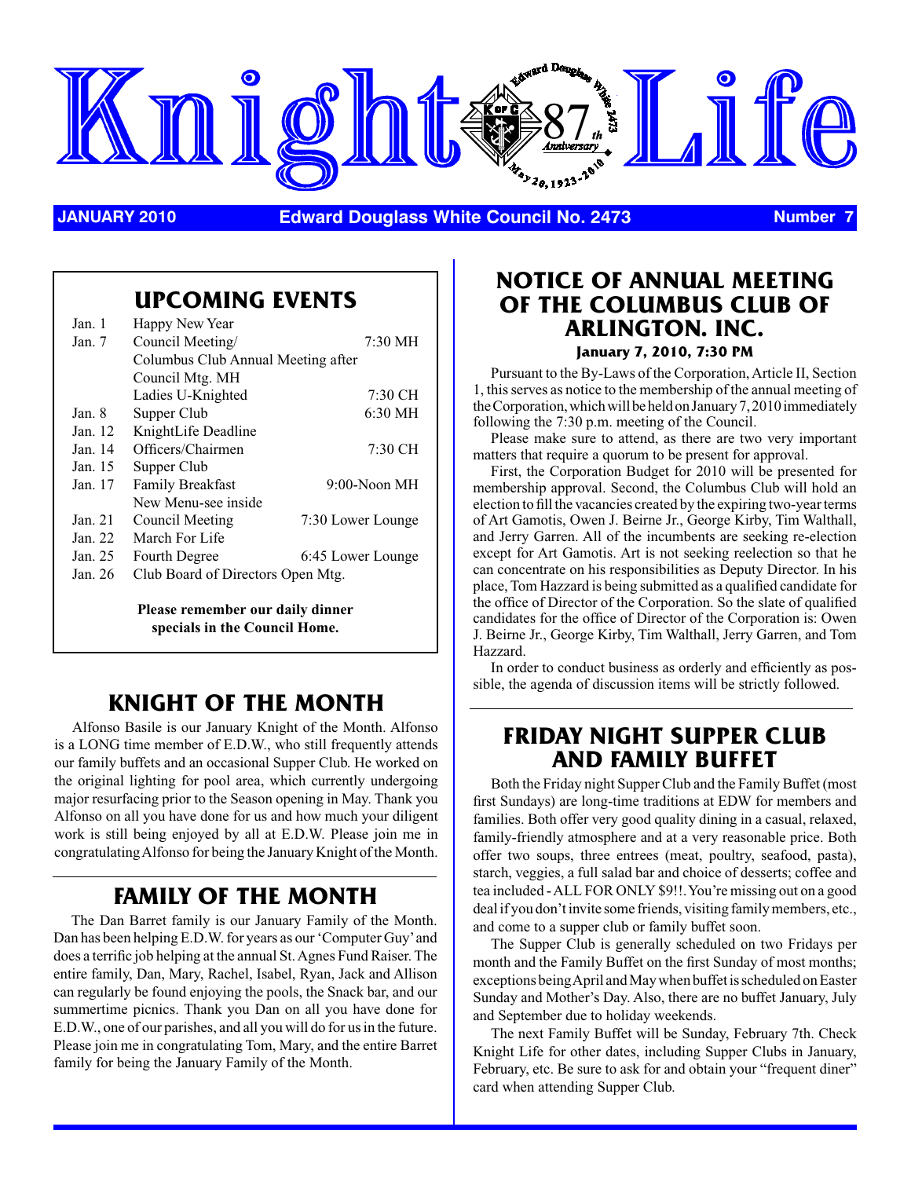# Knight Life

Edward Douglass White 2473 — 87th Anniversary — May 20, 1923-2010

**JANUARY 2010** | **Edward Douglass White Council No. 2473** | **Number 7**

## UPCOMING EVENTS

| | | |
|---|---|---|
| Jan. 1 | Happy New Year | |
| Jan. 7 | Council Meeting/ | 7:30 MH |
| | Columbus Club Annual Meeting after Council Mtg. MH | |
| | Ladies U-Knighted | 7:30 CH |
| Jan. 8 | Supper Club | 6:30 MH |
| Jan. 12 | KnightLife Deadline | |
| Jan. 14 | Officers/Chairmen | 7:30 CH |
| Jan. 15 | Supper Club | |
| Jan. 17 | Family Breakfast | 9:00-Noon MH |
| | New Menu-see inside | |
| Jan. 21 | Council Meeting | 7:30 Lower Lounge |
| Jan. 22 | March For Life | |
| Jan. 25 | Fourth Degree | 6:45 Lower Lounge |
| Jan. 26 | Club Board of Directors Open Mtg. | |

**Please remember our daily dinner specials in the Council Home.**

## KNIGHT OF THE MONTH

Alfonso Basile is our January Knight of the Month. Alfonso is a LONG time member of E.D.W., who still frequently attends our family buffets and an occasional Supper Club. He worked on the original lighting for pool area, which currently undergoing major resurfacing prior to the Season opening in May. Thank you Alfonso on all you have done for us and how much your diligent work is still being enjoyed by all at E.D.W. Please join me in congratulating Alfonso for being the January Knight of the Month.

## FAMILY OF THE MONTH

The Dan Barret family is our January Family of the Month. Dan has been helping E.D.W. for years as our 'Computer Guy' and does a terrific job helping at the annual St. Agnes Fund Raiser. The entire family, Dan, Mary, Rachel, Isabel, Ryan, Jack and Allison can regularly be found enjoying the pools, the Snack bar, and our summertime picnics. Thank you Dan on all you have done for E.D.W., one of our parishes, and all you will do for us in the future. Please join me in congratulating Tom, Mary, and the entire Barret family for being the January Family of the Month.

## NOTICE OF ANNUAL MEETING OF THE COLUMBUS CLUB OF ARLINGTON. INC.

**January 7, 2010, 7:30 PM**

Pursuant to the By-Laws of the Corporation, Article II, Section 1, this serves as notice to the membership of the annual meeting of the Corporation, which will be held on January 7, 2010 immediately following the 7:30 p.m. meeting of the Council.

Please make sure to attend, as there are two very important matters that require a quorum to be present for approval.

First, the Corporation Budget for 2010 will be presented for membership approval. Second, the Columbus Club will hold an election to fill the vacancies created by the expiring two-year terms of Art Gamotis, Owen J. Beirne Jr., George Kirby, Tim Walthall, and Jerry Garren. All of the incumbents are seeking re-election except for Art Gamotis. Art is not seeking reelection so that he can concentrate on his responsibilities as Deputy Director. In his place, Tom Hazzard is being submitted as a qualified candidate for the office of Director of the Corporation. So the slate of qualified candidates for the office of Director of the Corporation is: Owen J. Beirne Jr., George Kirby, Tim Walthall, Jerry Garren, and Tom Hazzard.

In order to conduct business as orderly and efficiently as possible, the agenda of discussion items will be strictly followed.

## FRIDAY NIGHT SUPPER CLUB AND FAMILY BUFFET

Both the Friday night Supper Club and the Family Buffet (most first Sundays) are long-time traditions at EDW for members and families. Both offer very good quality dining in a casual, relaxed, family-friendly atmosphere and at a very reasonable price. Both offer two soups, three entrees (meat, poultry, seafood, pasta), starch, veggies, a full salad bar and choice of desserts; coffee and tea included - ALL FOR ONLY $9!!. You're missing out on a good deal if you don't invite some friends, visiting family members, etc., and come to a supper club or family buffet soon.

The Supper Club is generally scheduled on two Fridays per month and the Family Buffet on the first Sunday of most months; exceptions being April and May when buffet is scheduled on Easter Sunday and Mother's Day. Also, there are no buffet January, July and September due to holiday weekends.

The next Family Buffet will be Sunday, February 7th. Check Knight Life for other dates, including Supper Clubs in January, February, etc. Be sure to ask for and obtain your "frequent diner" card when attending Supper Club.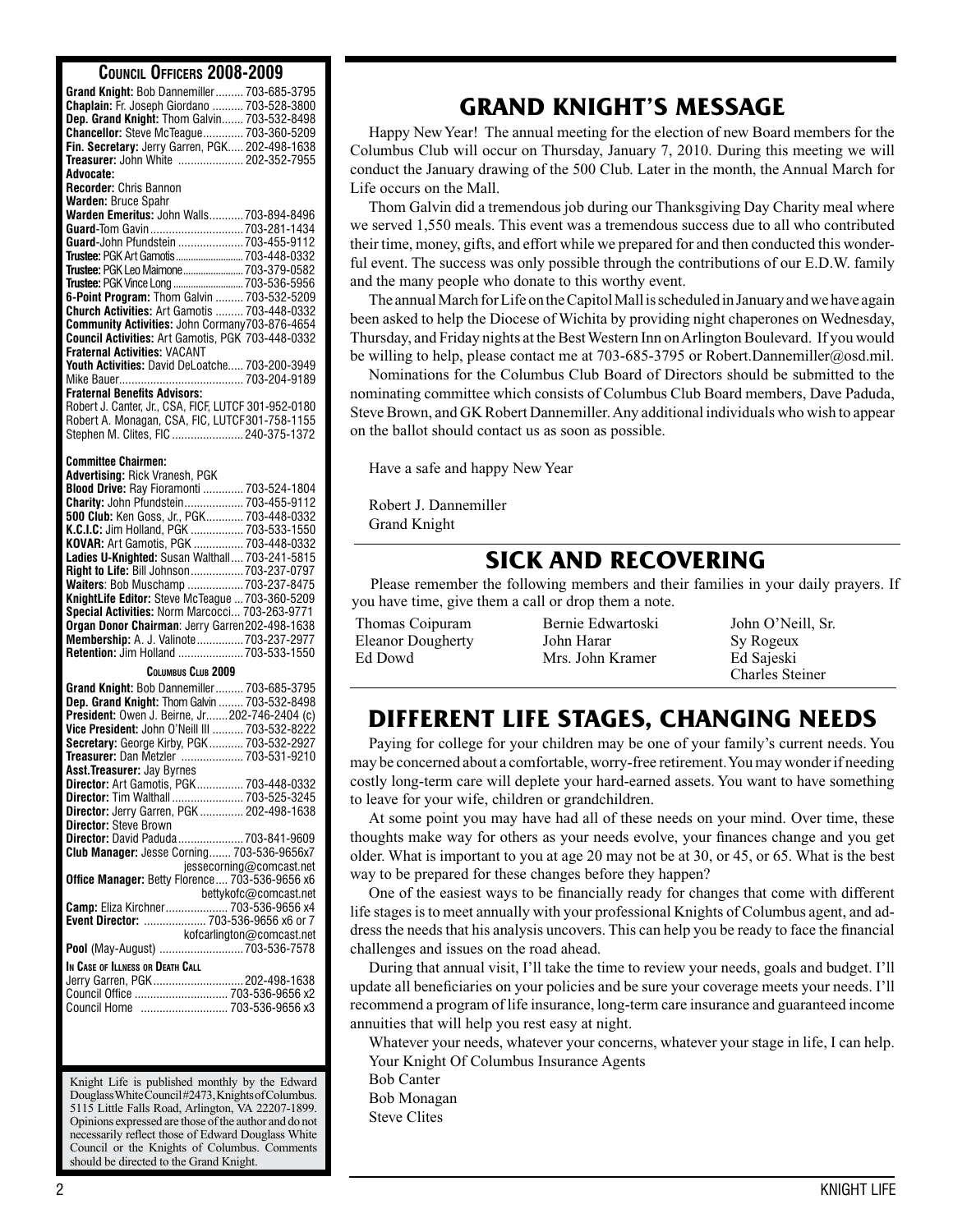## Council Officers 2008-2009

**Grand Knight:** Bob Dannemiller......... 703-685-3795
**Chaplain:** Fr. Joseph Giordano .......... 703-528-3800
**Dep. Grand Knight:** Thom Galvin....... 703-532-8498
**Chancellor:** Steve McTeague............. 703-360-5209
**Fin. Secretary:** Jerry Garren, PGK..... 202-498-1638
**Treasurer:** John White .................... 202-352-7955
**Advocate:**
**Recorder:** Chris Bannon
**Warden:** Bruce Spahr
**Warden Emeritus:** John Walls........... 703-894-8496
**Guard**-Tom Gavin.............................. 703-281-1434
**Guard**-John Pfundstein ..................... 703-455-9112
**Trustee:** PGK Art Gamotis........................... 703-448-0332
**Trustee:** PGK Leo Maimone......................... 703-379-0582
**Trustee:** PGK Vince Long ............................ 703-536-5956
**6-Point Program:** Thom Galvin ......... 703-532-5209
**Church Activities:** Art Gamotis ......... 703-448-0332
**Community Activities:** John Cormany703-876-4654
**Council Activities:** Art Gamotis, PGK 703-448-0332
**Fraternal Activities:** VACANT
**Youth Activities:** David DeLoatche..... 703-200-3949
Mike Bauer........................................ 703-204-9189
**Fraternal Benefits Advisors:**
Robert J. Canter, Jr., CSA, FICF, LUTCF 301-952-0180
Robert A. Monagan, CSA, FIC, LUTCF301-758-1155
Stephen M. Clites, FIC ....................... 240-375-1372

**Committee Chairmen:**
**Advertising:** Rick Vranesh, PGK
**Blood Drive:** Ray Fioramonti ............. 703-524-1804
**Charity:** John Pfundstein................... 703-455-9112
**500 Club:** Ken Goss, Jr., PGK............ 703-448-0332
**K.C.I.C:** Jim Holland, PGK ................ 703-533-1550
**KOVAR:** Art Gamotis, PGK ................ 703-448-0332
**Ladies U-Knighted:** Susan Walthall.... 703-241-5815
**Right to Life:** Bill Johnson................. 703-237-0797
**Waiters**: Bob Muschamp .................. 703-237-8475
**KnightLife Editor:** Steve McTeague ... 703-360-5209
**Special Activities:** Norm Marcocci.... 703-263-9771
**Organ Donor Chairman**: Jerry Garren202-498-1638
**Membership:** A. J. Valinote............... 703-237-2977
**Retention:** Jim Holland ..................... 703-533-1550

### Columbus Club 2009

**Grand Knight:** Bob Dannemiller......... 703-685-3795
**Dep. Grand Knight:** Thom Galvin ........ 703-532-8498
**President:** Owen J. Beirne, Jr....... 202-746-2404 (c)
**Vice President:** John O'Neill III .......... 703-532-8222
**Secretary:** George Kirby, PGK........... 703-532-2927
**Treasurer:** Dan Metzler .................... 703-531-9210
**Asst.Treasurer:** Jay Byrnes
**Director:** Art Gamotis, PGK............... 703-448-0332
**Director:** Tim Walthall ....................... 703-525-3245
**Director:** Jerry Garren, PGK ............. 202-498-1638
**Director:** Steve Brown
**Director:** David Paduda ..................... 703-841-9609
**Club Manager:** Jesse Corning....... 703-536-9656x7
jessecorning@comcast.net
**Office Manager:** Betty Florence.... 703-536-9656 x6
bettykofc@comcast.net
**Camp:** Eliza Kirchner.................... 703-536-9656 x4
**Event Director:** .................... 703-536-9656 x6 or 7
kofcarlington@comcast.net
**Pool** (May-August) ........................... 703-536-7578

### In Case of Illness or Death Call

Jerry Garren, PGK............................. 202-498-1638
Council Office ............................... 703-536-9656 x2
Council Home ............................ 703-536-9656 x3

Knight Life is published monthly by the Edward Douglass White Council #2473, Knights of Columbus. 5115 Little Falls Road, Arlington, VA 22207-1899. Opinions expressed are those of the author and do not necessarily reflect those of Edward Douglass White Council or the Knights of Columbus. Comments should be directed to the Grand Knight.

## Grand Knight's Message

Happy New Year! The annual meeting for the election of new Board members for the Columbus Club will occur on Thursday, January 7, 2010. During this meeting we will conduct the January drawing of the 500 Club. Later in the month, the Annual March for Life occurs on the Mall.

Thom Galvin did a tremendous job during our Thanksgiving Day Charity meal where we served 1,550 meals. This event was a tremendous success due to all who contributed their time, money, gifts, and effort while we prepared for and then conducted this wonderful event. The success was only possible through the contributions of our E.D.W. family and the many people who donate to this worthy event.

The annual March for Life on the Capitol Mall is scheduled in January and we have again been asked to help the Diocese of Wichita by providing night chaperones on Wednesday, Thursday, and Friday nights at the Best Western Inn on Arlington Boulevard. If you would be willing to help, please contact me at 703-685-3795 or Robert.Dannemiller@osd.mil.

Nominations for the Columbus Club Board of Directors should be submitted to the nominating committee which consists of Columbus Club Board members, Dave Paduda, Steve Brown, and GK Robert Dannemiller. Any additional individuals who wish to appear on the ballot should contact us as soon as possible.

Have a safe and happy New Year

Robert J. Dannemiller
Grand Knight

## Sick and Recovering

Please remember the following members and their families in your daily prayers. If you have time, give them a call or drop them a note.

Thomas Coipuram
Eleanor Dougherty
Ed Dowd
Bernie Edwartoski
John Harar
Mrs. John Kramer
John O'Neill, Sr.
Sy Rogeux
Ed Sajeski
Charles Steiner

## Different Life Stages, Changing Needs

Paying for college for your children may be one of your family's current needs. You may be concerned about a comfortable, worry-free retirement. You may wonder if needing costly long-term care will deplete your hard-earned assets. You want to have something to leave for your wife, children or grandchildren.

At some point you may have had all of these needs on your mind. Over time, these thoughts make way for others as your needs evolve, your finances change and you get older. What is important to you at age 20 may not be at 30, or 45, or 65. What is the best way to be prepared for these changes before they happen?

One of the easiest ways to be financially ready for changes that come with different life stages is to meet annually with your professional Knights of Columbus agent, and address the needs that his analysis uncovers. This can help you be ready to face the financial challenges and issues on the road ahead.

During that annual visit, I'll take the time to review your needs, goals and budget. I'll update all beneficiaries on your policies and be sure your coverage meets your needs. I'll recommend a program of life insurance, long-term care insurance and guaranteed income annuities that will help you rest easy at night.

Whatever your needs, whatever your concerns, whatever your stage in life, I can help.

Your Knight Of Columbus Insurance Agents
Bob Canter
Bob Monagan
Steve Clites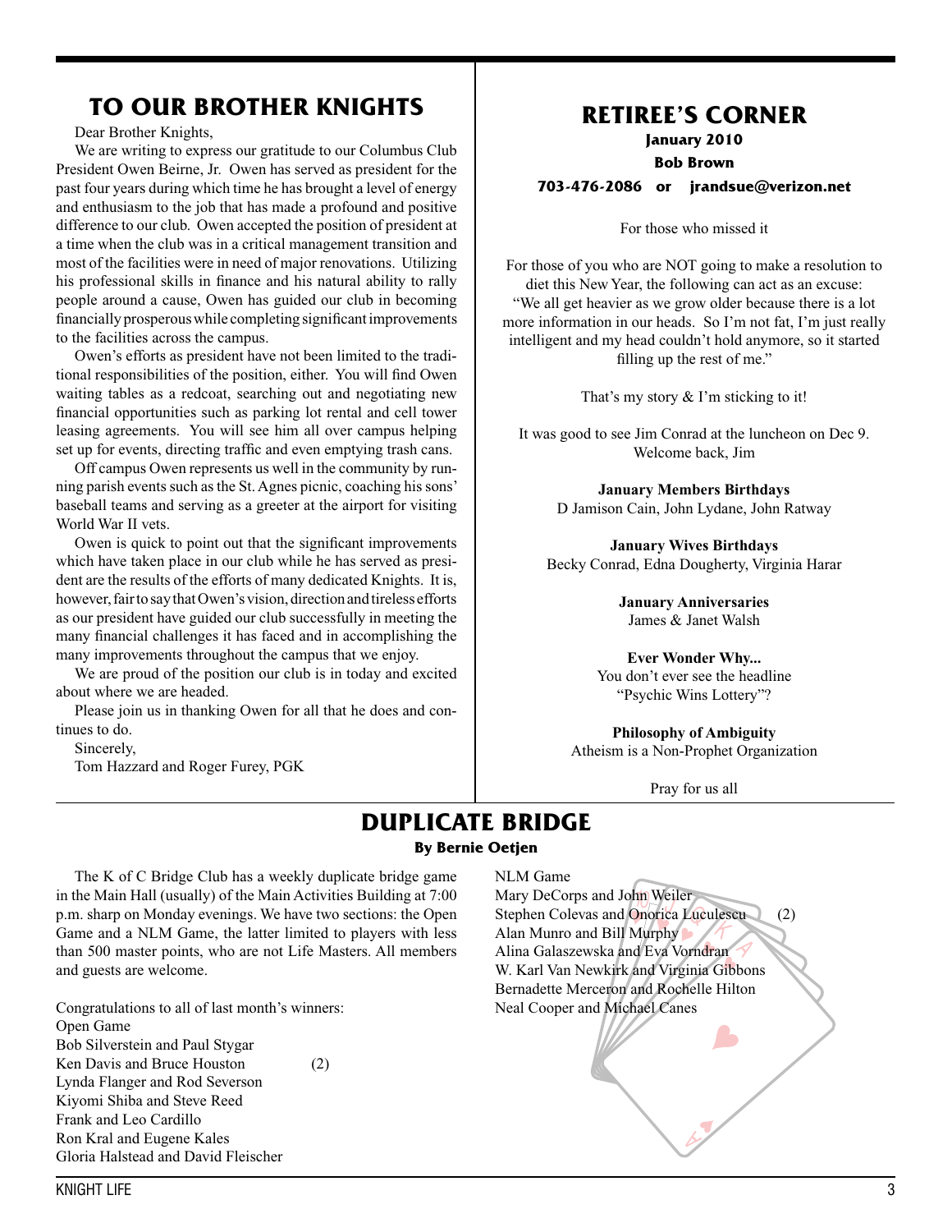## TO OUR BROTHER KNIGHTS

Dear Brother Knights,

We are writing to express our gratitude to our Columbus Club President Owen Beirne, Jr. Owen has served as president for the past four years during which time he has brought a level of energy and enthusiasm to the job that has made a profound and positive difference to our club. Owen accepted the position of president at a time when the club was in a critical management transition and most of the facilities were in need of major renovations. Utilizing his professional skills in finance and his natural ability to rally people around a cause, Owen has guided our club in becoming financially prosperous while completing significant improvements to the facilities across the campus.

Owen's efforts as president have not been limited to the traditional responsibilities of the position, either. You will find Owen waiting tables as a redcoat, searching out and negotiating new financial opportunities such as parking lot rental and cell tower leasing agreements. You will see him all over campus helping set up for events, directing traffic and even emptying trash cans.

Off campus Owen represents us well in the community by running parish events such as the St. Agnes picnic, coaching his sons' baseball teams and serving as a greeter at the airport for visiting World War II vets.

Owen is quick to point out that the significant improvements which have taken place in our club while he has served as president are the results of the efforts of many dedicated Knights. It is, however, fair to say that Owen's vision, direction and tireless efforts as our president have guided our club successfully in meeting the many financial challenges it has faced and in accomplishing the many improvements throughout the campus that we enjoy.

We are proud of the position our club is in today and excited about where we are headed.

Please join us in thanking Owen for all that he does and continues to do.

Sincerely,

Tom Hazzard and Roger Furey, PGK

## RETIREE'S CORNER

**January 2010**

**Bob Brown**

**703-476-2086 or jrandsue@verizon.net**

For those who missed it

For those of you who are NOT going to make a resolution to diet this New Year, the following can act as an excuse: "We all get heavier as we grow older because there is a lot more information in our heads. So I'm not fat, I'm just really intelligent and my head couldn't hold anymore, so it started filling up the rest of me."

That's my story & I'm sticking to it!

It was good to see Jim Conrad at the luncheon on Dec 9. Welcome back, Jim

**January Members Birthdays**
D Jamison Cain, John Lydane, John Ratway

**January Wives Birthdays**
Becky Conrad, Edna Dougherty, Virginia Harar

**January Anniversaries**
James & Janet Walsh

**Ever Wonder Why...**
You don't ever see the headline "Psychic Wins Lottery"?

**Philosophy of Ambiguity**
Atheism is a Non-Prophet Organization

Pray for us all

## DUPLICATE BRIDGE

**By Bernie Oetjen**

The K of C Bridge Club has a weekly duplicate bridge game in the Main Hall (usually) of the Main Activities Building at 7:00 p.m. sharp on Monday evenings. We have two sections: the Open Game and a NLM Game, the latter limited to players with less than 500 master points, who are not Life Masters. All members and guests are welcome.

Congratulations to all of last month's winners:

Open Game
Bob Silverstein and Paul Stygar
Ken Davis and Bruce Houston (2)
Lynda Flanger and Rod Severson
Kiyomi Shiba and Steve Reed
Frank and Leo Cardillo
Ron Kral and Eugene Kales
Gloria Halstead and David Fleischer

NLM Game
Mary DeCorps and John Weiler
Stephen Colevas and Onorica Luculescu (2)
Alan Munro and Bill Murphy
Alina Galaszewska and Eva Vorndran
W. Karl Van Newkirk and Virginia Gibbons
Bernadette Merceron and Rochelle Hilton
Neal Cooper and Michael Canes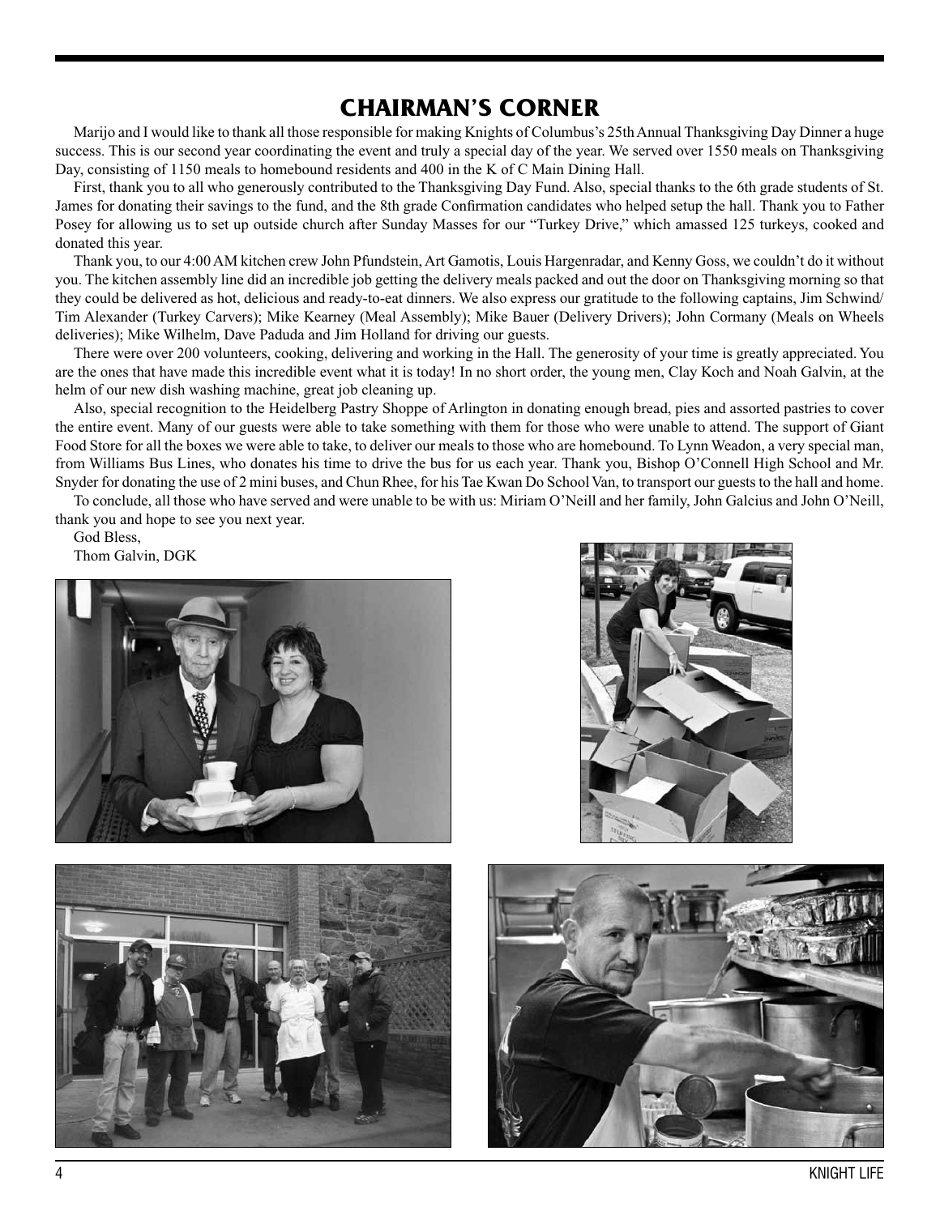# CHAIRMAN'S CORNER

Marijo and I would like to thank all those responsible for making Knights of Columbus's 25th Annual Thanksgiving Day Dinner a huge success. This is our second year coordinating the event and truly a special day of the year. We served over 1550 meals on Thanksgiving Day, consisting of 1150 meals to homebound residents and 400 in the K of C Main Dining Hall.

First, thank you to all who generously contributed to the Thanksgiving Day Fund. Also, special thanks to the 6th grade students of St. James for donating their savings to the fund, and the 8th grade Confirmation candidates who helped setup the hall. Thank you to Father Posey for allowing us to set up outside church after Sunday Masses for our "Turkey Drive," which amassed 125 turkeys, cooked and donated this year.

Thank you, to our 4:00 AM kitchen crew John Pfundstein, Art Gamotis, Louis Hargenradar, and Kenny Goss, we couldn't do it without you. The kitchen assembly line did an incredible job getting the delivery meals packed and out the door on Thanksgiving morning so that they could be delivered as hot, delicious and ready-to-eat dinners. We also express our gratitude to the following captains, Jim Schwind/ Tim Alexander (Turkey Carvers); Mike Kearney (Meal Assembly); Mike Bauer (Delivery Drivers); John Cormany (Meals on Wheels deliveries); Mike Wilhelm, Dave Paduda and Jim Holland for driving our guests.

There were over 200 volunteers, cooking, delivering and working in the Hall. The generosity of your time is greatly appreciated. You are the ones that have made this incredible event what it is today! In no short order, the young men, Clay Koch and Noah Galvin, at the helm of our new dish washing machine, great job cleaning up.

Also, special recognition to the Heidelberg Pastry Shoppe of Arlington in donating enough bread, pies and assorted pastries to cover the entire event. Many of our guests were able to take something with them for those who were unable to attend. The support of Giant Food Store for all the boxes we were able to take, to deliver our meals to those who are homebound. To Lynn Weadon, a very special man, from Williams Bus Lines, who donates his time to drive the bus for us each year. Thank you, Bishop O'Connell High School and Mr. Snyder for donating the use of 2 mini buses, and Chun Rhee, for his Tae Kwan Do School Van, to transport our guests to the hall and home.

To conclude, all those who have served and were unable to be with us: Miriam O'Neill and her family, John Galcius and John O'Neill, thank you and hope to see you next year.

God Bless,

Thom Galvin, DGK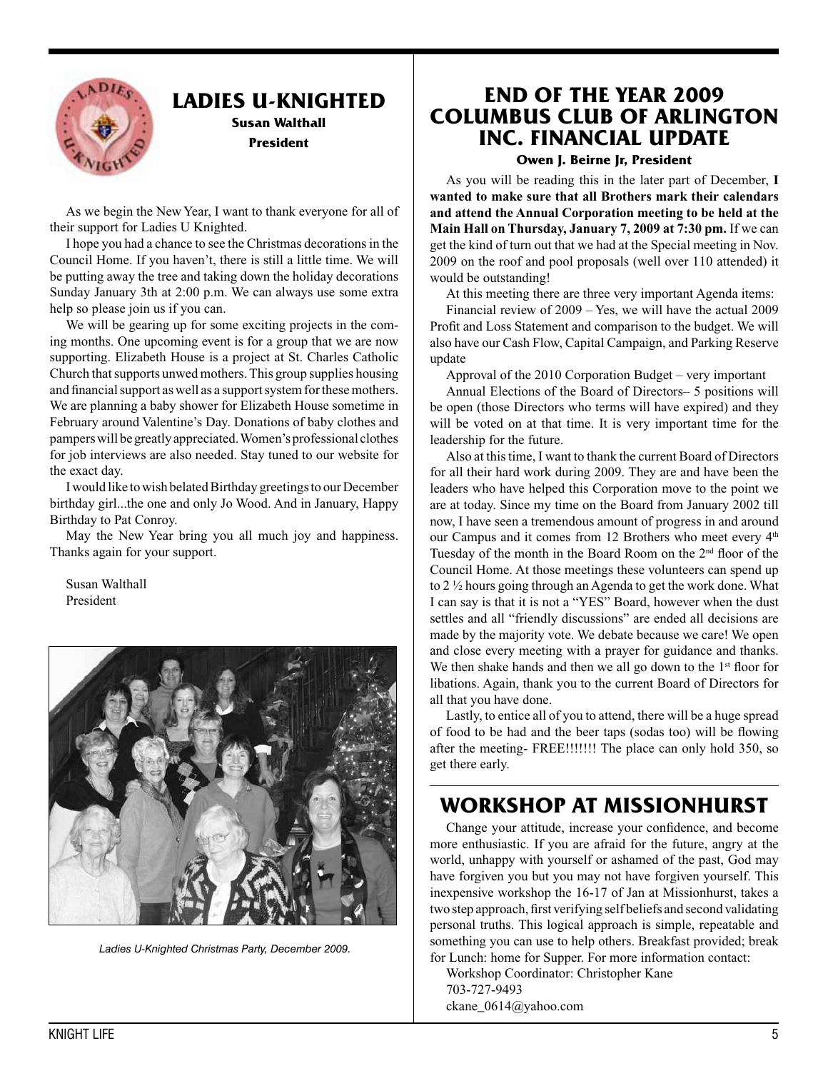## LADIES U-KNIGHTED

**Susan Walthall**
**President**

As we begin the New Year, I want to thank everyone for all of their support for Ladies U Knighted.

I hope you had a chance to see the Christmas decorations in the Council Home. If you haven't, there is still a little time. We will be putting away the tree and taking down the holiday decorations Sunday January 3th at 2:00 p.m. We can always use some extra help so please join us if you can.

We will be gearing up for some exciting projects in the coming months. One upcoming event is for a group that we are now supporting. Elizabeth House is a project at St. Charles Catholic Church that supports unwed mothers. This group supplies housing and financial support as well as a support system for these mothers. We are planning a baby shower for Elizabeth House sometime in February around Valentine's Day. Donations of baby clothes and pampers will be greatly appreciated. Women's professional clothes for job interviews are also needed. Stay tuned to our website for the exact day.

I would like to wish belated Birthday greetings to our December birthday girl...the one and only Jo Wood. And in January, Happy Birthday to Pat Conroy.

May the New Year bring you all much joy and happiness. Thanks again for your support.

Susan Walthall
President

*Ladies U-Knighted Christmas Party, December 2009.*

## END OF THE YEAR 2009 COLUMBUS CLUB OF ARLINGTON INC. FINANCIAL UPDATE

**Owen J. Beirne Jr, President**

As you will be reading this in the later part of December, **I wanted to make sure that all Brothers mark their calendars and attend the Annual Corporation meeting to be held at the Main Hall on Thursday, January 7, 2009 at 7:30 pm.** If we can get the kind of turn out that we had at the Special meeting in Nov. 2009 on the roof and pool proposals (well over 110 attended) it would be outstanding!

At this meeting there are three very important Agenda items:

Financial review of 2009 – Yes, we will have the actual 2009 Profit and Loss Statement and comparison to the budget. We will also have our Cash Flow, Capital Campaign, and Parking Reserve update

Approval of the 2010 Corporation Budget – very important

Annual Elections of the Board of Directors– 5 positions will be open (those Directors who terms will have expired) and they will be voted on at that time. It is very important time for the leadership for the future.

Also at this time, I want to thank the current Board of Directors for all their hard work during 2009. They are and have been the leaders who have helped this Corporation move to the point we are at today. Since my time on the Board from January 2002 till now, I have seen a tremendous amount of progress in and around our Campus and it comes from 12 Brothers who meet every 4th Tuesday of the month in the Board Room on the 2nd floor of the Council Home. At those meetings these volunteers can spend up to 2 ½ hours going through an Agenda to get the work done. What I can say is that it is not a "YES" Board, however when the dust settles and all "friendly discussions" are ended all decisions are made by the majority vote. We debate because we care! We open and close every meeting with a prayer for guidance and thanks. We then shake hands and then we all go down to the 1st floor for libations. Again, thank you to the current Board of Directors for all that you have done.

Lastly, to entice all of you to attend, there will be a huge spread of food to be had and the beer taps (sodas too) will be flowing after the meeting- FREE!!!!!!! The place can only hold 350, so get there early.

## WORKSHOP AT MISSIONHURST

Change your attitude, increase your confidence, and become more enthusiastic. If you are afraid for the future, angry at the world, unhappy with yourself or ashamed of the past, God may have forgiven you but you may not have forgiven yourself. This inexpensive workshop the 16-17 of Jan at Missionhurst, takes a two step approach, first verifying self beliefs and second validating personal truths. This logical approach is simple, repeatable and something you can use to help others. Breakfast provided; break for Lunch: home for Supper. For more information contact:

Workshop Coordinator: Christopher Kane
703-727-9493
ckane_0614@yahoo.com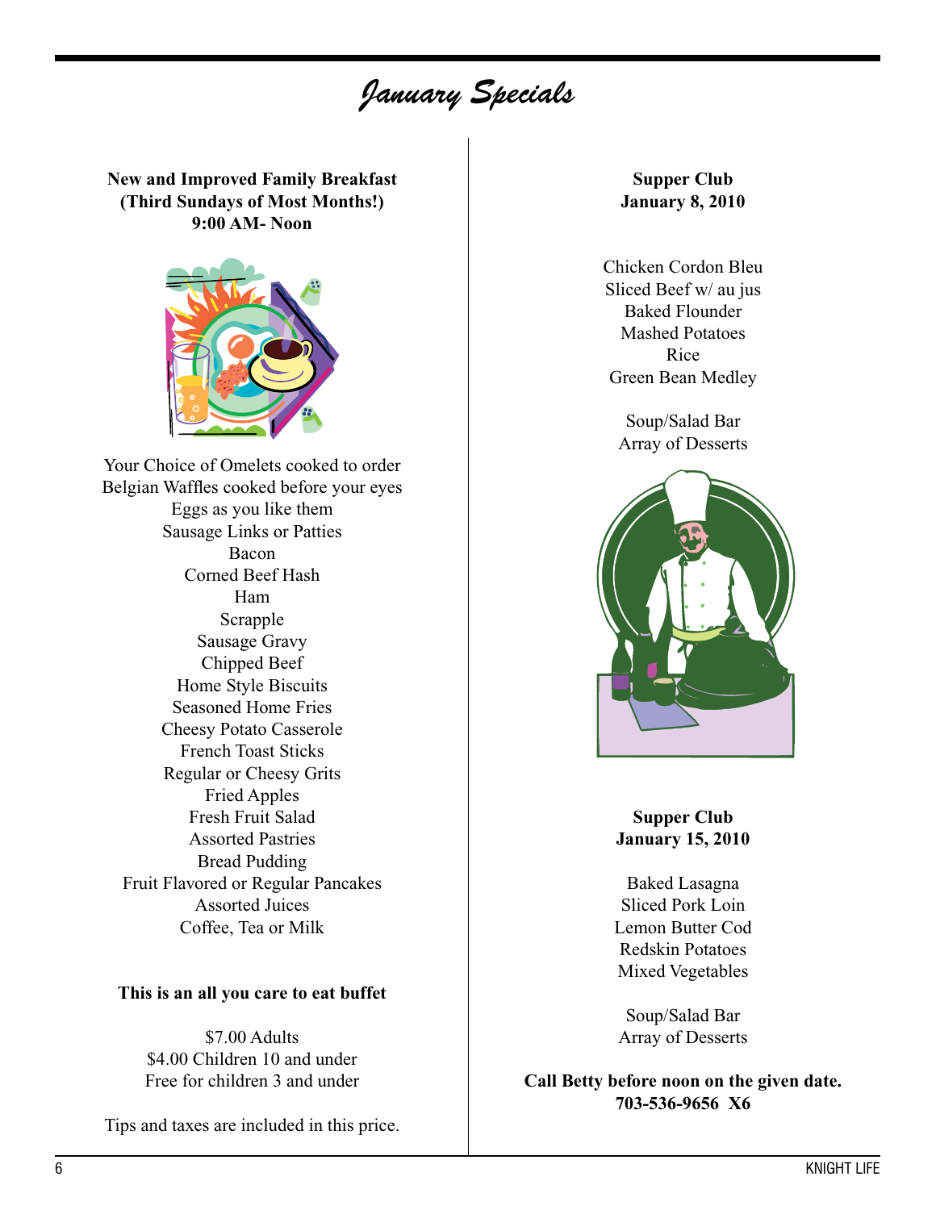# *January Specials*

**New and Improved Family Breakfast**
**(Third Sundays of Most Months!)**
**9:00 AM- Noon**

Your Choice of Omelets cooked to order
Belgian Waffles cooked before your eyes
Eggs as you like them
Sausage Links or Patties
Bacon
Corned Beef Hash
Ham
Scrapple
Sausage Gravy
Chipped Beef
Home Style Biscuits
Seasoned Home Fries
Cheesy Potato Casserole
French Toast Sticks
Regular or Cheesy Grits
Fried Apples
Fresh Fruit Salad
Assorted Pastries
Bread Pudding
Fruit Flavored or Regular Pancakes
Assorted Juices
Coffee, Tea or Milk

**This is an all you care to eat buffet**

$7.00 Adults
$4.00 Children 10 and under
Free for children 3 and under

Tips and taxes are included in this price.

**Supper Club**
**January 8, 2010**

Chicken Cordon Bleu
Sliced Beef w/ au jus
Baked Flounder
Mashed Potatoes
Rice
Green Bean Medley

Soup/Salad Bar
Array of Desserts

**Supper Club**
**January 15, 2010**

Baked Lasagna
Sliced Pork Loin
Lemon Butter Cod
Redskin Potatoes
Mixed Vegetables

Soup/Salad Bar
Array of Desserts

**Call Betty before noon on the given date.**
**703-536-9656 X6**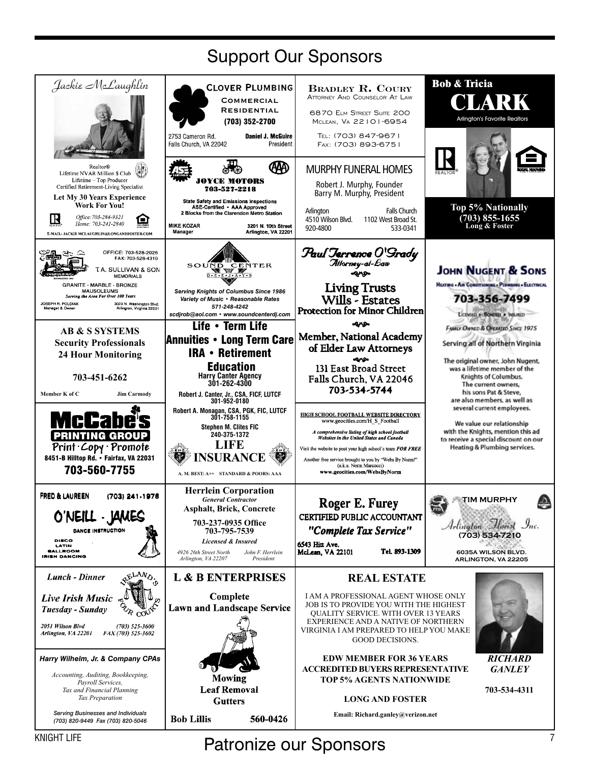# Support Our Sponsors

**Jackie McLaughlin**

Realtor®
Lifetime NVAR Million $ Club
Lifetime – Top Producer
Certified Retirement-Living Specialist

**Let My 30 Years Experience Work For You!**

*Office: 703-284-9321*
*Home: 703-241-2840*

E-MAIL: JACKIE.MCLAUGHLIN@LONGANDFOSTER.COM

---

**CLOVER PLUMBING**
COMMERCIAL
RESIDENTIAL
(703) 352-2700

2753 Cameron Rd.
Falls Church, VA 22042

**Daniel J. McGuire**
President

---

**BRADLEY R. COURY**
ATTORNEY AND COUNSELOR AT LAW

6870 ELM STREET SUITE 200
MCLEAN, VA 22101-6954

TEL: (703) 847-9671
FAX: (703) 893-6751

---

**Bob & Tricia**

# CLARK

Arlington's Favorite Realtors

**Top 5% Nationally**
**(703) 855-1655**
**Long & Foster**

---

**JOYCE MOTORS**
**703-527-2218**

State Safety and Emissions Inspections
ASE-Certified • AAA Approved
2 Blocks from the Clarendon Metro Station

MIKE KOZAR
Manager

3201 N. 10th Street
Arlington, VA 22201

---

**MURPHY FUNERAL HOMES**

Robert J. Murphy, Founder
Barry M. Murphy, President

Arlington
4510 Wilson Blvd.
920-4800

Falls Church
1102 West Broad St.
533-0341

---

OFFICE: 703-528-2026
FAX: 703-528-4310

**T.A. SULLIVAN & SON**
MEMORIALS

GRANITE - MARBLE - BRONZE
MAUSOLEUMS
*Serving the Area For Over 100 Years*

JOSEPH R. POLDIAK
Manager & Owner

3023 N. Washington Blvd.
Arlington, Virginia 22201

---

**SOUND CENTER**
D-E-E-J-A-Y-S

*Serving Knights of Columbus Since 1986*
*Variety of Music • Reasonable Rates*
*571-248-4242*
*scdjrob@aol.com • www.soundcenterdj.com*

---

**Paul Terrence O'Grady**
*Attorney-at-Law*

**Living Trusts**
**Wills - Estates**
**Protection for Minor Children**

Member, National Academy of Elder Law Attorneys

131 East Broad Street
Falls Church, VA 22046
703-534-5744

---

**JOHN NUGENT & SONS**

HEATING • AIR CONDITIONING • PLUMBING • ELECTRICAL

**703-356-7499**

LICENSED • BONDED • INSURED

FAMILY OWNED & OPERATED SINCE 1975

Serving all of Northern Virginia

The original owner, John Nugent, was a lifetime member of the Knights of Columbus. The current owners, his sons Pat & Steve, are also members, as well as several current employees.

We value our relationship with the Knights, mention this ad to receive a special discount on our Heating & Plumbing services.

---

**AB & S SYSTEMS**
**Security Professionals**
**24 Hour Monitoring**

**703-451-6262**

Member K of C
Jim Carmody

---

**Life • Term Life**
**Annuities • Long Term Care**
**IRA • Retirement**
**Education**

**Harry Canter Agency**
301-262-4300

Robert J. Canter, Jr., CSA, FICF, LUTCF
301-952-0180

Robert A. Monagan, CSA, PGK, FIC, LUTCF
301-758-1155

Stephen M. Clites FIC
240-375-1372

**LIFE INSURANCE**

A. M. BEST: A++ STANDARD & POORS: AAA

---

**McCabe's**
**PRINTING GROUP**
Print · Copy · Promote
8451-B Hilltop Rd. • Fairfax, VA 22031
**703-560-7755**

---

**HIGH SCHOOL FOOTBALL WEBSITE DIRECTORY**
www.geocities.com/H_S_Football

*A comprehensive listing of high school football Websites in the United States and Canada*

Visit the website to post your high school's team *FOR FREE*

Another free service brought to you by "Webs By Norm!" (a.k.a. Norm Marcocci)
www.geocities.com/WebsByNorm

---

**FRED & LAUREEN** (703) 241-1978

**O'NEILL · JAMES**
DANCE INSTRUCTION

DISCO
LATIN
BALLROOM
IRISH DANCING

---

**Herrlein Corporation**
*General Contractor*
**Asphalt, Brick, Concrete**

703-237-0935 Office
703-795-7539

*Licensed & Insured*

*4926 26th Street North*
*Arlington, VA 22207*

*John F. Herrlein*
*President*

---

**Roger E. Furey**
**CERTIFIED PUBLIC ACCOUNTANT**
***"Complete Tax Service"***

6543 Hitt Ave.
McLean, VA 22101

Tel. 893-1309

---

**TIM MURPHY**

*Arlington Florist Inc.*
(703) 534-7210

6035A WILSON BLVD.
ARLINGTON, VA 22205

---

***Lunch - Dinner***

**IRELAND'S FOUR COURTS**

***Live Irish Music***
***Tuesday - Sunday***

*2051 Wilson Blvd*
*Arlington, VA 22201*

*(703) 525-3600*
*FAX (703) 525-3602*

---

***Harry Wilhelm, Jr. & Company CPAs***

*Accounting, Auditing, Bookkeeping, Payroll Services, Tax and Financial Planning*
*Tax Preparation*

*Serving Businesses and Individuals*
*(703) 820-9449 Fax (703) 820-5046*

---

**L & B ENTERPRISES**

**Complete**
**Lawn and Landscape Service**

**Mowing**
**Leaf Removal**
**Gutters**

**Bob Lillis** **560-0426**

---

**REAL ESTATE**

I AM A PROFESSIONAL AGENT WHOSE ONLY JOB IS TO PROVIDE YOU WITH THE HIGHEST QUALITY SERVICE. WITH OVER 13 YEARS EXPERIENCE AND A NATIVE OF NORTHERN VIRGINIA I AM PREPARED TO HELP YOU MAKE GOOD DECISIONS.

**EDW MEMBER FOR 36 YEARS**
**ACCREDITED BUYERS REPRESENTATIVE**
**TOP 5% AGENTS NATIONWIDE**

**LONG AND FOSTER**

**Email: Richard.ganley@verizon.net**

***RICHARD GANLEY***

**703-534-4311**

---

# Patronize our Sponsors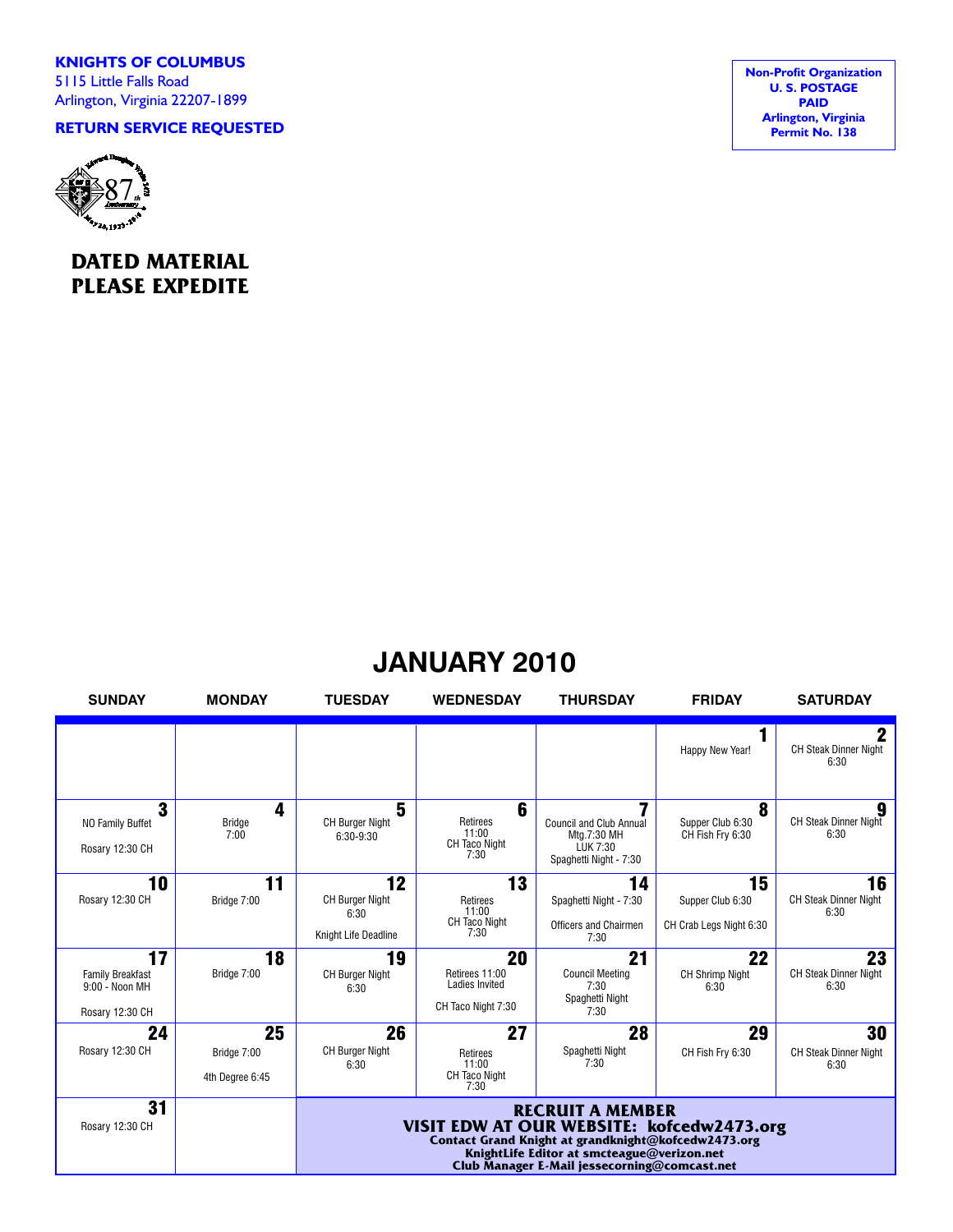**KNIGHTS OF COLUMBUS**
5115 Little Falls Road
Arlington, Virginia 22207-1899

**RETURN SERVICE REQUESTED**

**Non-Profit Organization**
**U. S. POSTAGE**
**PAID**
**Arlington, Virginia**
**Permit No. 138**

**DATED MATERIAL**
**PLEASE EXPEDITE**

# JANUARY 2010

| SUNDAY | MONDAY | TUESDAY | WEDNESDAY | THURSDAY | FRIDAY | SATURDAY |
|---|---|---|---|---|---|---|
| | | | | | **1** Happy New Year! | **2** CH Steak Dinner Night 6:30 |
| **3** NO Family Buffet; Rosary 12:30 CH | **4** Bridge 7:00 | **5** CH Burger Night 6:30-9:30 | **6** Retirees 11:00; CH Taco Night 7:30 | **7** Council and Club Annual Mtg.7:30 MH; LUK 7:30; Spaghetti Night - 7:30 | **8** Supper Club 6:30; CH Fish Fry 6:30 | **9** CH Steak Dinner Night 6:30 |
| **10** Rosary 12:30 CH | **11** Bridge 7:00 | **12** CH Burger Night 6:30; Knight Life Deadline | **13** Retirees 11:00; CH Taco Night 7:30 | **14** Spaghetti Night - 7:30; Officers and Chairmen 7:30 | **15** Supper Club 6:30; CH Crab Legs Night 6:30 | **16** CH Steak Dinner Night 6:30 |
| **17** Family Breakfast 9:00 - Noon MH; Rosary 12:30 CH | **18** Bridge 7:00 | **19** CH Burger Night 6:30 | **20** Retirees 11:00 Ladies Invited; CH Taco Night 7:30 | **21** Council Meeting 7:30; Spaghetti Night 7:30 | **22** CH Shrimp Night 6:30 | **23** CH Steak Dinner Night 6:30 |
| **24** Rosary 12:30 CH | **25** Bridge 7:00; 4th Degree 6:45 | **26** CH Burger Night 6:30 | **27** Retirees 11:00; CH Taco Night 7:30 | **28** Spaghetti Night 7:30 | **29** CH Fish Fry 6:30 | **30** CH Steak Dinner Night 6:30 |
| **31** Rosary 12:30 CH | | | | | | |

**RECRUIT A MEMBER**
**VISIT EDW AT OUR WEBSITE: kofcedw2473.org**
**Contact Grand Knight at grandknight@kofcedw2473.org**
**KnightLife Editor at smcteague@verizon.net**
**Club Manager E-Mail jessecorning@comcast.net**